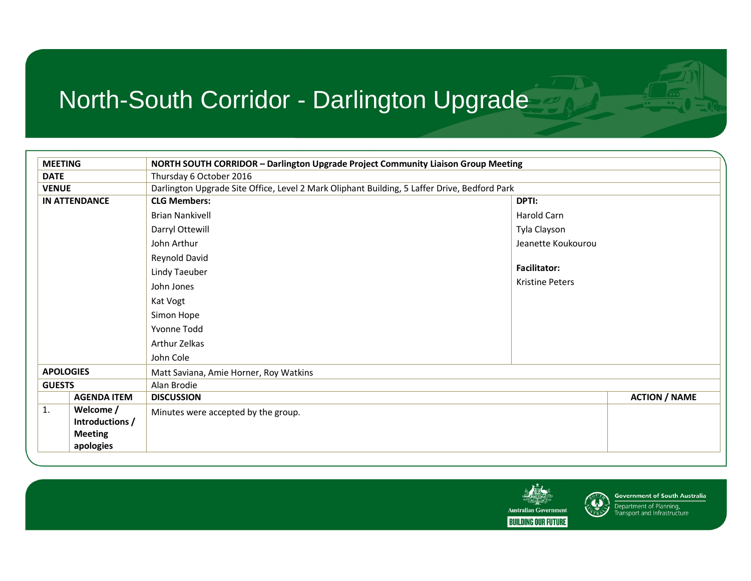# North-South Corridor - Darlington Upgrade

| MEETING | NORTH SOUTH CORRIDOR – Darlington Upgrade Project Community Liaison Group Meeting | |
|---|---|---|
| DATE | Thursday 6 October 2016 | |
| VENUE | Darlington Upgrade Site Office, Level 2 Mark Oliphant Building, 5 Laffer Drive, Bedford Park | |
| IN ATTENDANCE | **CLG Members:** | **DPTI:** |
| | Brian Nankivell | Harold Carn |
| | Darryl Ottewill | Tyla Clayson |
| | John Arthur | Jeanette Koukourou |
| | Reynold David | |
| | Lindy Taeuber | **Facilitator:** |
| | John Jones | Kristine Peters |
| | Kat Vogt | |
| | Simon Hope | |
| | Yvonne Todd | |
| | Arthur Zelkas | |
| | John Cole | |
| APOLOGIES | Matt Saviana, Amie Horner, Roy Watkins | |
| GUESTS | Alan Brodie | |

| | AGENDA ITEM | DISCUSSION | ACTION / NAME |
|---|---|---|---|
| 1. | **Welcome / Introductions / Meeting apologies** | Minutes were accepted by the group. | |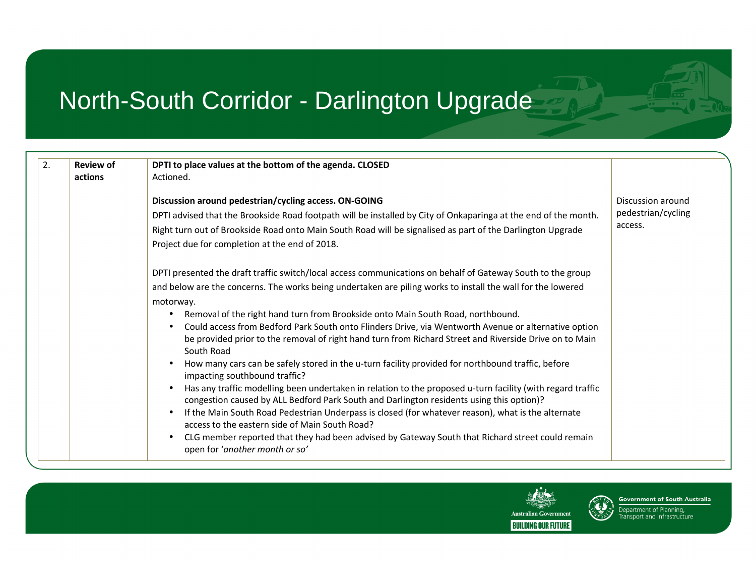| 2. | Review of actions | **DPTI to place values at the bottom of the agenda. CLOSED**<br>Actioned.<br><br>**Discussion around pedestrian/cycling access. ON-GOING**<br>DPTI advised that the Brookside Road footpath will be installed by City of Onkaparinga at the end of the month. Right turn out of Brookside Road onto Main South Road will be signalised as part of the Darlington Upgrade Project due for completion at the end of 2018.<br><br>DPTI presented the draft traffic switch/local access communications on behalf of Gateway South to the group and below are the concerns. The works being undertaken are piling works to install the wall for the lowered motorway.<br>• Removal of the right hand turn from Brookside onto Main South Road, northbound.<br>• Could access from Bedford Park South onto Flinders Drive, via Wentworth Avenue or alternative option be provided prior to the removal of right hand turn from Richard Street and Riverside Drive on to Main South Road<br>• How many cars can be safely stored in the u-turn facility provided for northbound traffic, before impacting southbound traffic?<br>• Has any traffic modelling been undertaken in relation to the proposed u-turn facility (with regard traffic congestion caused by ALL Bedford Park South and Darlington residents using this option)?<br>• If the Main South Road Pedestrian Underpass is closed (for whatever reason), what is the alternate access to the eastern side of Main South Road?<br>• CLG member reported that they had been advised by Gateway South that Richard street could remain open for '*another month or so*' | Discussion around pedestrian/cycling access. |
|---|---|---|---|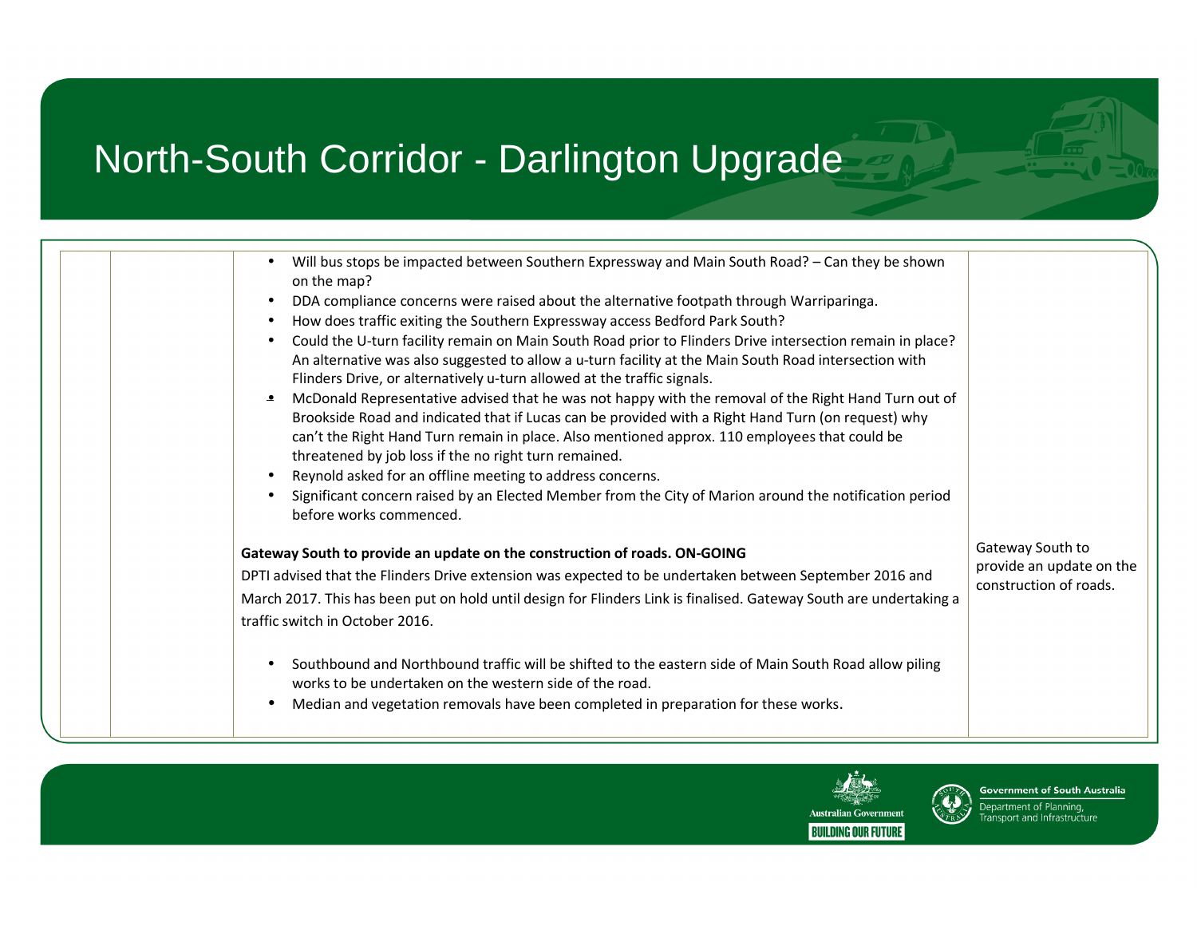# North-South Corridor - Darlington Upgrade

| | | | |
|---|---|---|---|
| | | • Will bus stops be impacted between Southern Expressway and Main South Road? – Can they be shown on the map?<br>• DDA compliance concerns were raised about the alternative footpath through Warriparinga.<br>• How does traffic exiting the Southern Expressway access Bedford Park South?<br>• Could the U-turn facility remain on Main South Road prior to Flinders Drive intersection remain in place? An alternative was also suggested to allow a u-turn facility at the Main South Road intersection with Flinders Drive, or alternatively u-turn allowed at the traffic signals.<br>• McDonald Representative advised that he was not happy with the removal of the Right Hand Turn out of Brookside Road and indicated that if Lucas can be provided with a Right Hand Turn (on request) why can't the Right Hand Turn remain in place. Also mentioned approx. 110 employees that could be threatened by job loss if the no right turn remained.<br>• Reynold asked for an offline meeting to address concerns.<br>• Significant concern raised by an Elected Member from the City of Marion around the notification period before works commenced.<br><br>**Gateway South to provide an update on the construction of roads. ON-GOING**<br>DPTI advised that the Flinders Drive extension was expected to be undertaken between September 2016 and March 2017. This has been put on hold until design for Flinders Link is finalised. Gateway South are undertaking a traffic switch in October 2016.<br><br>• Southbound and Northbound traffic will be shifted to the eastern side of Main South Road allow piling works to be undertaken on the western side of the road.<br>• Median and vegetation removals have been completed in preparation for these works. | Gateway South to provide an update on the construction of roads. |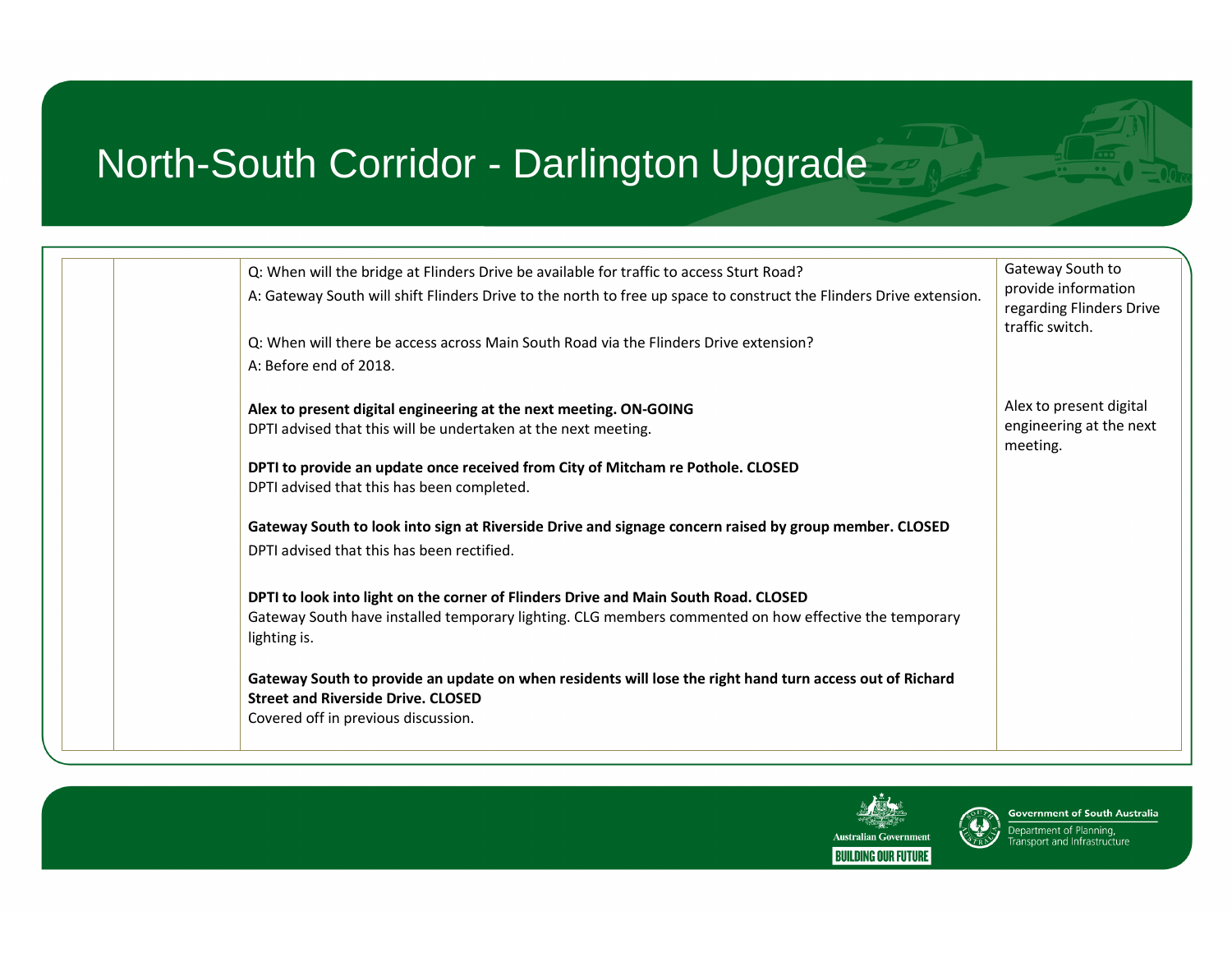# North-South Corridor - Darlington Upgrade

| | | | |
|---|---|---|---|
| | | Q: When will the bridge at Flinders Drive be available for traffic to access Sturt Road?<br>A: Gateway South will shift Flinders Drive to the north to free up space to construct the Flinders Drive extension.<br><br>Q: When will there be access across Main South Road via the Flinders Drive extension?<br>A: Before end of 2018.<br><br>**Alex to present digital engineering at the next meeting. ON-GOING**<br>DPTI advised that this will be undertaken at the next meeting.<br><br>**DPTI to provide an update once received from City of Mitcham re Pothole. CLOSED**<br>DPTI advised that this has been completed.<br><br>**Gateway South to look into sign at Riverside Drive and signage concern raised by group member. CLOSED**<br>DPTI advised that this has been rectified.<br><br>**DPTI to look into light on the corner of Flinders Drive and Main South Road. CLOSED**<br>Gateway South have installed temporary lighting. CLG members commented on how effective the temporary lighting is.<br><br>**Gateway South to provide an update on when residents will lose the right hand turn access out of Richard Street and Riverside Drive. CLOSED**<br>Covered off in previous discussion. | Gateway South to provide information regarding Flinders Drive traffic switch.<br><br>Alex to present digital engineering at the next meeting. |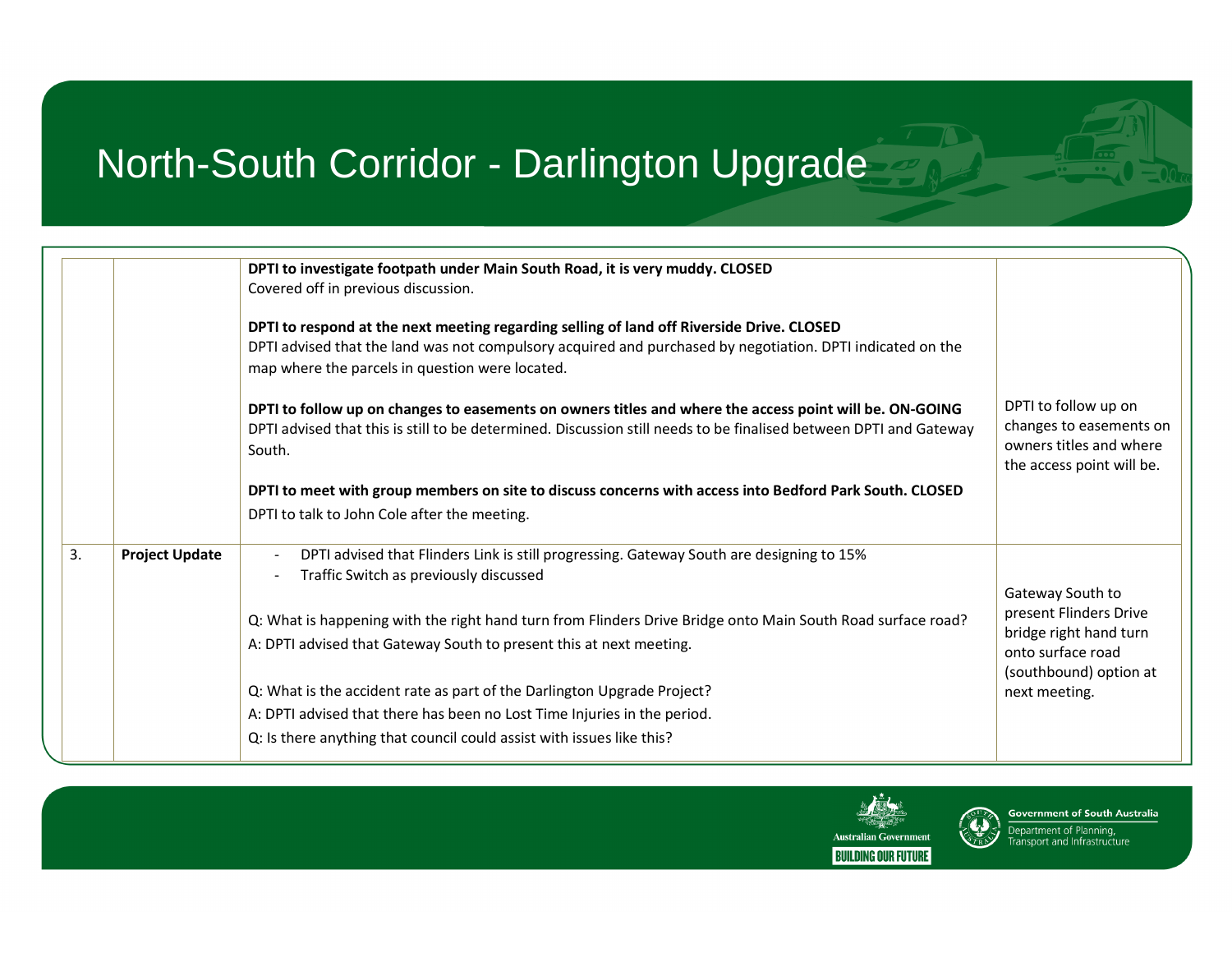# North-South Corridor - Darlington Upgrade

| | | | |
|---|---|---|---|
| | | **DPTI to investigate footpath under Main South Road, it is very muddy. CLOSED**<br>Covered off in previous discussion.<br><br>**DPTI to respond at the next meeting regarding selling of land off Riverside Drive. CLOSED**<br>DPTI advised that the land was not compulsory acquired and purchased by negotiation. DPTI indicated on the map where the parcels in question were located.<br><br>**DPTI to follow up on changes to easements on owners titles and where the access point will be. ON-GOING**<br>DPTI advised that this is still to be determined. Discussion still needs to be finalised between DPTI and Gateway South.<br><br>**DPTI to meet with group members on site to discuss concerns with access into Bedford Park South. CLOSED**<br>DPTI to talk to John Cole after the meeting. | DPTI to follow up on changes to easements on owners titles and where the access point will be. |
| 3. | **Project Update** | - DPTI advised that Flinders Link is still progressing. Gateway South are designing to 15%<br>- Traffic Switch as previously discussed<br><br>Q: What is happening with the right hand turn from Flinders Drive Bridge onto Main South Road surface road?<br>A: DPTI advised that Gateway South to present this at next meeting.<br><br>Q: What is the accident rate as part of the Darlington Upgrade Project?<br>A: DPTI advised that there has been no Lost Time Injuries in the period.<br>Q: Is there anything that council could assist with issues like this? | Gateway South to present Flinders Drive bridge right hand turn onto surface road (southbound) option at next meeting. |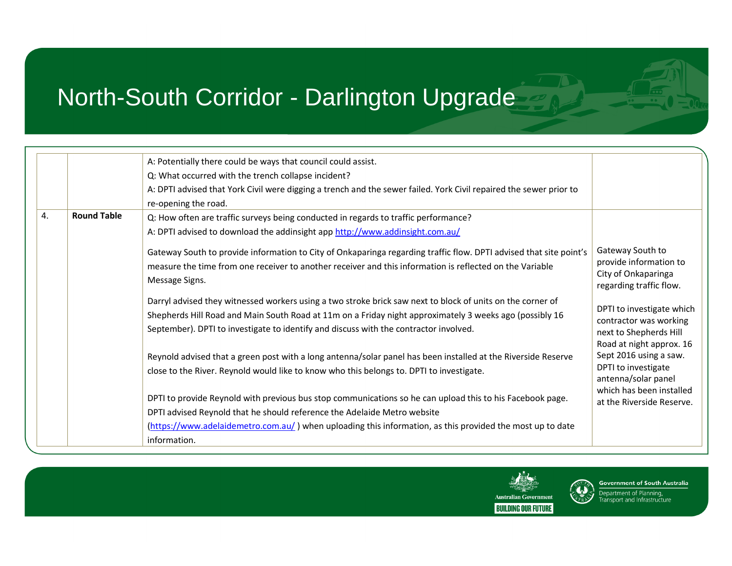| | | | |
|---|---|---|---|
| | | A: Potentially there could be ways that council could assist.<br>Q: What occurred with the trench collapse incident?<br>A: DPTI advised that York Civil were digging a trench and the sewer failed. York Civil repaired the sewer prior to re-opening the road. | |
| 4. | **Round Table** | Q: How often are traffic surveys being conducted in regards to traffic performance?<br>A: DPTI advised to download the addinsight app [http://www.addinsight.com.au/](http://www.addinsight.com.au/)<br><br>Gateway South to provide information to City of Onkaparinga regarding traffic flow. DPTI advised that site point's measure the time from one receiver to another receiver and this information is reflected on the Variable Message Signs.<br><br>Darryl advised they witnessed workers using a two stroke brick saw next to block of units on the corner of Shepherds Hill Road and Main South Road at 11m on a Friday night approximately 3 weeks ago (possibly 16 September). DPTI to investigate to identify and discuss with the contractor involved.<br><br>Reynold advised that a green post with a long antenna/solar panel has been installed at the Riverside Reserve close to the River. Reynold would like to know who this belongs to. DPTI to investigate.<br><br>DPTI to provide Reynold with previous bus stop communications so he can upload this to his Facebook page. DPTI advised Reynold that he should reference the Adelaide Metro website ([https://www.adelaidemetro.com.au/](https://www.adelaidemetro.com.au/) ) when uploading this information, as this provided the most up to date information. | Gateway South to provide information to City of Onkaparinga regarding traffic flow.<br><br>DPTI to investigate which contractor was working next to Shepherds Hill Road at night approx. 16 Sept 2016 using a saw.<br>DPTI to investigate antenna/solar panel which has been installed at the Riverside Reserve. |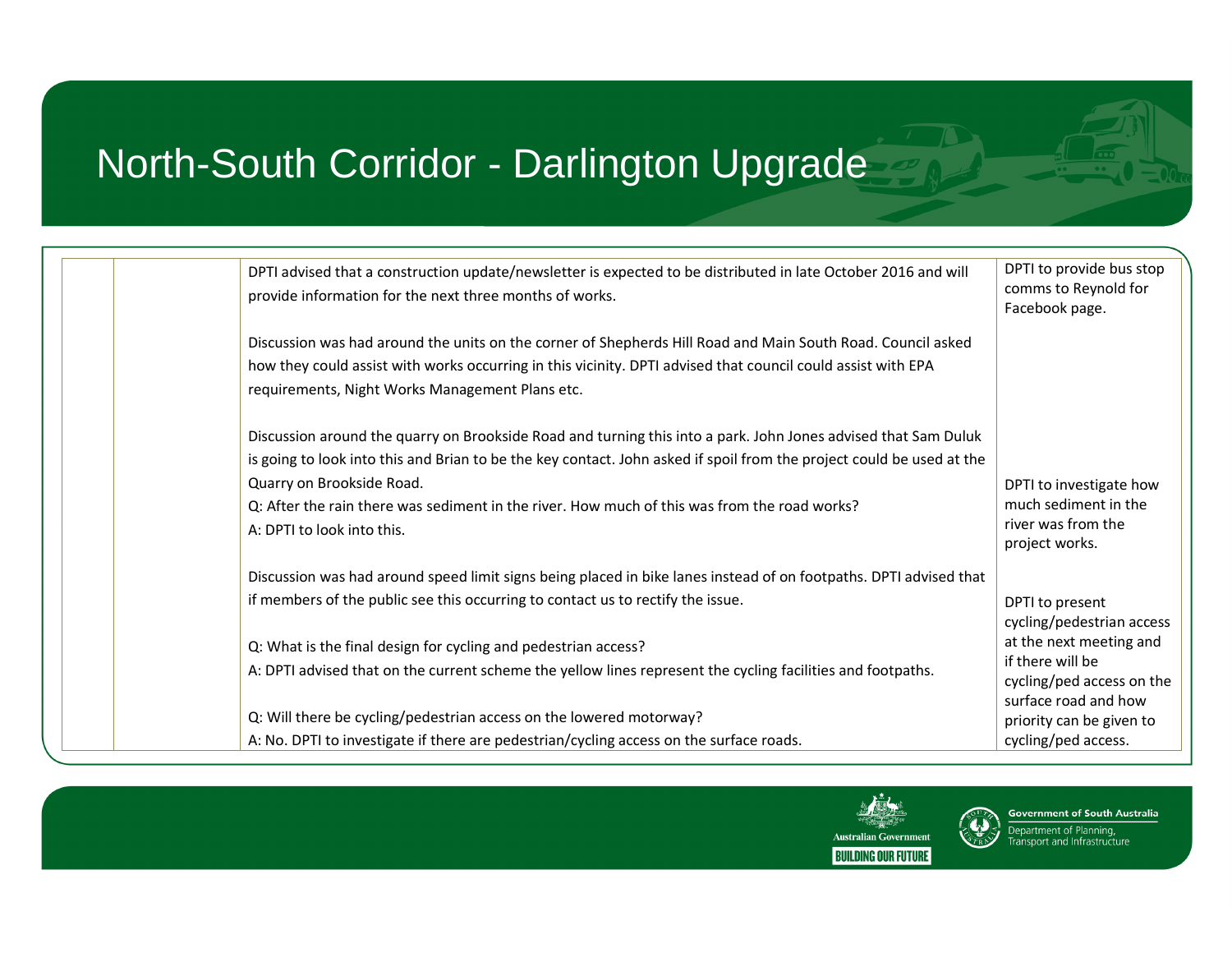# North-South Corridor - Darlington Upgrade

| | | | |
|---|---|---|---|
| | | DPTI advised that a construction update/newsletter is expected to be distributed in late October 2016 and will provide information for the next three months of works.<br><br>Discussion was had around the units on the corner of Shepherds Hill Road and Main South Road. Council asked how they could assist with works occurring in this vicinity. DPTI advised that council could assist with EPA requirements, Night Works Management Plans etc.<br><br>Discussion around the quarry on Brookside Road and turning this into a park. John Jones advised that Sam Duluk is going to look into this and Brian to be the key contact. John asked if spoil from the project could be used at the Quarry on Brookside Road.<br>Q: After the rain there was sediment in the river. How much of this was from the road works?<br>A: DPTI to look into this.<br><br>Discussion was had around speed limit signs being placed in bike lanes instead of on footpaths. DPTI advised that if members of the public see this occurring to contact us to rectify the issue.<br><br>Q: What is the final design for cycling and pedestrian access?<br>A: DPTI advised that on the current scheme the yellow lines represent the cycling facilities and footpaths.<br><br>Q: Will there be cycling/pedestrian access on the lowered motorway?<br>A: No. DPTI to investigate if there are pedestrian/cycling access on the surface roads. | DPTI to provide bus stop comms to Reynold for Facebook page.<br><br>DPTI to investigate how much sediment in the river was from the project works.<br><br>DPTI to present cycling/pedestrian access at the next meeting and if there will be cycling/ped access on the surface road and how priority can be given to cycling/ped access. |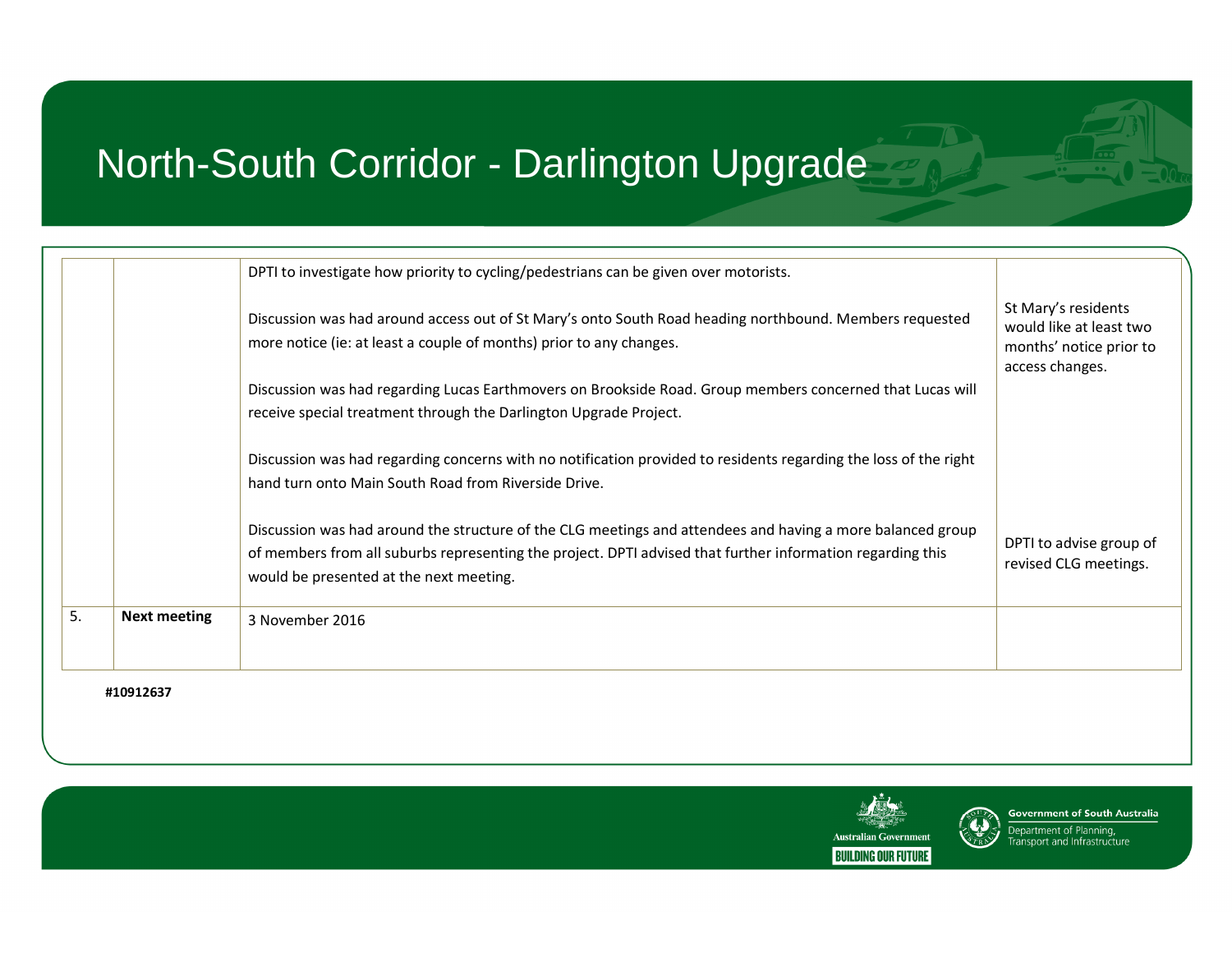| | | | |
|---|---|---|---|
| | | DPTI to investigate how priority to cycling/pedestrians can be given over motorists.<br><br>Discussion was had around access out of St Mary's onto South Road heading northbound. Members requested more notice (ie: at least a couple of months) prior to any changes.<br><br>Discussion was had regarding Lucas Earthmovers on Brookside Road. Group members concerned that Lucas will receive special treatment through the Darlington Upgrade Project.<br><br>Discussion was had regarding concerns with no notification provided to residents regarding the loss of the right hand turn onto Main South Road from Riverside Drive.<br><br>Discussion was had around the structure of the CLG meetings and attendees and having a more balanced group of members from all suburbs representing the project. DPTI advised that further information regarding this would be presented at the next meeting. | St Mary's residents would like at least two months' notice prior to access changes.<br><br>DPTI to advise group of revised CLG meetings. |
| 5. | **Next meeting** | 3 November 2016 | |

**#10912637**